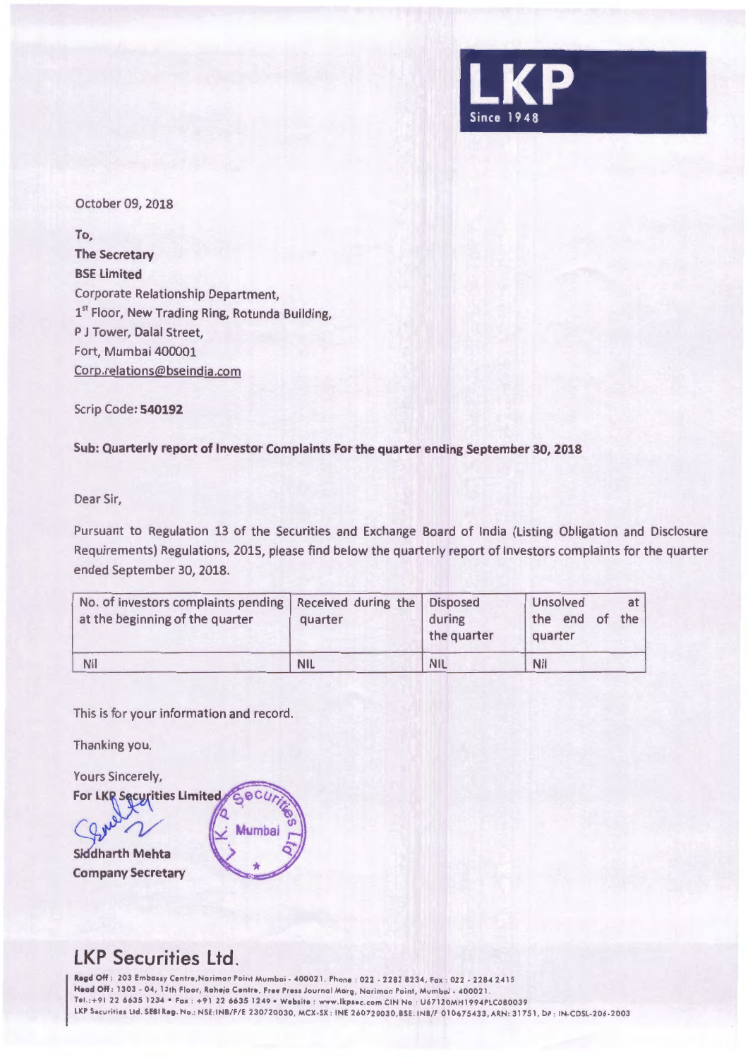LKP
Since 1948

October 09, 2018

**To,**
**The Secretary**
**BSE Limited**
Corporate Relationship Department,
1st Floor, New Trading Ring, Rotunda Building,
P J Tower, Dalal Street,
Fort, Mumbai 400001
Corp.relations@bseindia.com

Scrip Code: **540192**

**Sub: Quarterly report of Investor Complaints For the quarter ending September 30, 2018**

Dear Sir,

Pursuant to Regulation 13 of the Securities and Exchange Board of India (Listing Obligation and Disclosure Requirements) Regulations, 2015, please find below the quarterly report of Investors complaints for the quarter ended September 30, 2018.

| No. of investors complaints pending at the beginning of the quarter | Received during the quarter | Disposed during the quarter | Unsolved at the end of the quarter |
|---|---|---|---|
| Nil | NIL | NIL | Nil |

This is for your information and record.

Thanking you.

Yours Sincerely,
**For LKP Securities Limited**

**Siddharth Mehta**
**Company Secretary**

## LKP Securities Ltd.

**Regd Off:** 203 Embassy Centre,Nariman Point Mumbai - 400021. Phone : 022 - 2282 8234, Fax : 022 - 2284 2415
**Head Off:** 1303 - 04, 13th Floor, Raheja Centre, Free Press Journal Marg, Nariman Point, Mumbai - 400021.
Tel.:+91 22 6635 1234 • Fax : +91 22 6635 1249 • Website : www.lkpsec.com CIN No : U67120MH1994PLC080039
LKP Securities Ltd. SEBI Reg. No.: NSE:INB/F/E 230720030, MCX-SX : INE 260720030,BSE: INB/F 010675433, ARN: 31751, DP : IN-CDSL-206-2003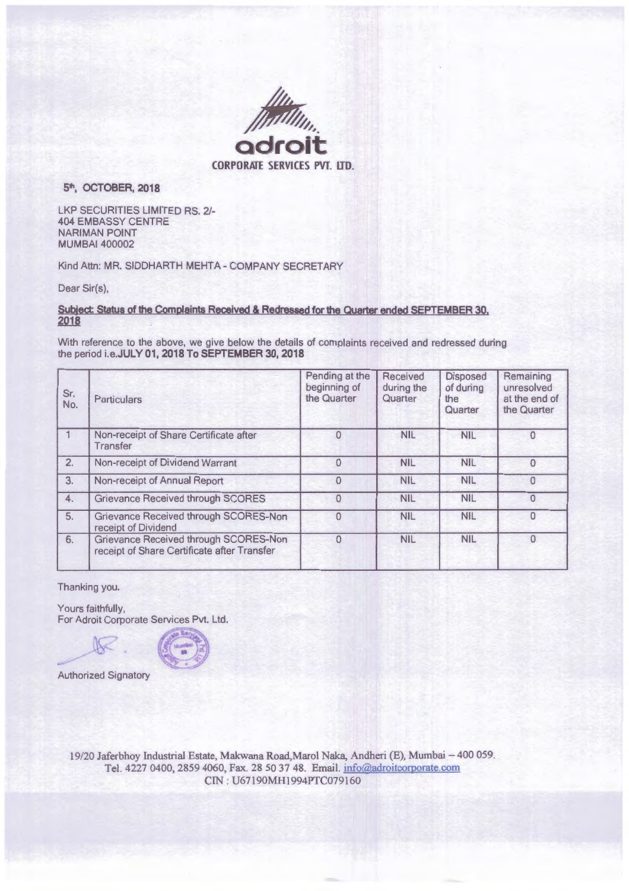**adroit**

**CORPORATE SERVICES PVT. LTD.**

**5th, OCTOBER, 2018**

LKP SECURITIES LIMITED RS. 2/-
404 EMBASSY CENTRE
NARIMAN POINT
MUMBAI 400002

Kind Attn: MR. SIDDHARTH MEHTA - COMPANY SECRETARY

Dear Sir(s),

**Subject: Status of the Complaints Received & Redressed for the Quarter ended SEPTEMBER 30, 2018**

With reference to the above, we give below the details of complaints received and redressed during the period i.e.**JULY 01, 2018 To SEPTEMBER 30, 2018**

| Sr. No. | Particulars | Pending at the beginning of the Quarter | Received during the Quarter | Disposed of during the Quarter | Remaining unresolved at the end of the Quarter |
|---|---|---|---|---|---|
| 1 | Non-receipt of Share Certificate after Transfer | 0 | NIL | NIL | 0 |
| 2. | Non-receipt of Dividend Warrant | 0 | NIL | NIL | 0 |
| 3. | Non-receipt of Annual Report | 0 | NIL | NIL | 0 |
| 4. | Grievance Received through SCORES | 0 | NIL | NIL | 0 |
| 5. | Grievance Received through SCORES-Non receipt of Dividend | 0 | NIL | NIL | 0 |
| 6. | Grievance Received through SCORES-Non receipt of Share Certificate after Transfer | 0 | NIL | NIL | 0 |

Thanking you.

Yours faithfully,
For Adroit Corporate Services Pvt. Ltd.

Authorized Signatory

19/20 Jaferbhoy Industrial Estate, Makwana Road,Marol Naka, Andheri (E), Mumbai – 400 059.
Tel. 4227 0400, 2859 4060, Fax. 28 50 37 48. Email. info@adroitcorporate.com
CIN : U67190MH1994PTC079160